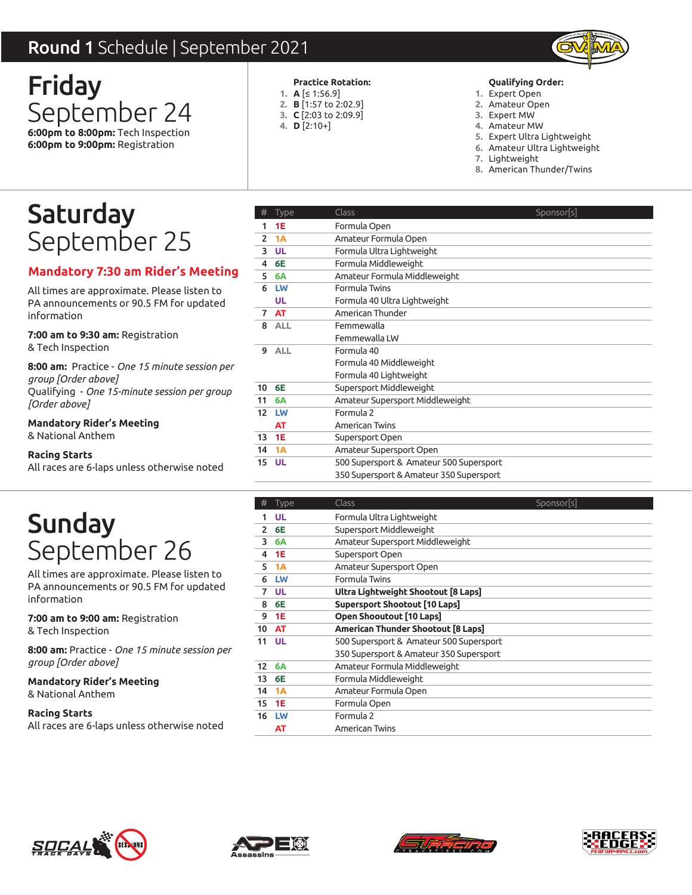# Round 1 Schedule | September 2021

## Friday September 24

**6:00pm to 8:00pm:** Tech Inspection
**6:00pm to 9:00pm:** Registration

**Practice Rotation:**

1. **A** [≤ 1:56.9]
2. **B** [1:57 to 2:02.9]
3. **C** [2:03 to 2:09.9]
4. **D** [2:10+]

**Qualifying Order:**

1. Expert Open
2. Amateur Open
3. Expert MW
4. Amateur MW
5. Expert Ultra Lightweight
6. Amateur Ultra Lightweight
7. Lightweight
8. American Thunder/Twins

## Saturday September 25

**Mandatory 7:30 am Rider's Meeting**

All times are approximate. Please listen to PA announcements or 90.5 FM for updated information

**7:00 am to 9:30 am:** Registration & Tech Inspection

**8:00 am:** Practice - *One 15 minute session per group [Order above]*
Qualifying - *One 15-minute session per group [Order above]*

**Mandatory Rider's Meeting**
& National Anthem

**Racing Starts**
All races are 6-laps unless otherwise noted

| # | Type | Class | Sponsor[s] |
|---|---|---|---|
| 1 | 1E | Formula Open | |
| 2 | 1A | Amateur Formula Open | |
| 3 | UL | Formula Ultra Lightweight | |
| 4 | 6E | Formula Middleweight | |
| 5 | 6A | Amateur Formula Middleweight | |
| 6 | LW | Formula Twins | |
| | UL | Formula 40 Ultra Lightweight | |
| 7 | AT | American Thunder | |
| 8 | ALL | Femmewalla<br>Femmewalla LW | |
| 9 | ALL | Formula 40<br>Formula 40 Middleweight<br>Formula 40 Lightweight | |
| 10 | 6E | Supersport Middleweight | |
| 11 | 6A | Amateur Supersport Middleweight | |
| 12 | LW | Formula 2 | |
| | AT | American Twins | |
| 13 | 1E | Supersport Open | |
| 14 | 1A | Amateur Supersport Open | |
| 15 | UL | 500 Supersport & Amateur 500 Supersport<br>350 Supersport & Amateur 350 Supersport | |

## Sunday September 26

All times are approximate. Please listen to PA announcements or 90.5 FM for updated information

**7:00 am to 9:00 am:** Registration & Tech Inspection

**8:00 am:** Practice - *One 15 minute session per group [Order above]*

**Mandatory Rider's Meeting**
& National Anthem

**Racing Starts**
All races are 6-laps unless otherwise noted

| # | Type | Class | Sponsor[s] |
|---|---|---|---|
| 1 | UL | Formula Ultra Lightweight | |
| 2 | 6E | Supersport Middleweight | |
| 3 | 6A | Amateur Supersport Middleweight | |
| 4 | 1E | Supersport Open | |
| 5 | 1A | Amateur Supersport Open | |
| 6 | LW | Formula Twins | |
| 7 | UL | **Ultra Lightweight Shootout [8 Laps]** | |
| 8 | 6E | **Supersport Shootout [10 Laps]** | |
| 9 | 1E | **Open Shooutout [10 Laps]** | |
| 10 | AT | **American Thunder Shootout [8 Laps]** | |
| 11 | UL | 500 Supersport & Amateur 500 Supersport<br>350 Supersport & Amateur 350 Supersport | |
| 12 | 6A | Amateur Formula Middleweight | |
| 13 | 6E | Formula Middleweight | |
| 14 | 1A | Amateur Formula Open | |
| 15 | 1E | Formula Open | |
| 16 | LW | Formula 2 | |
| | AT | American Twins | |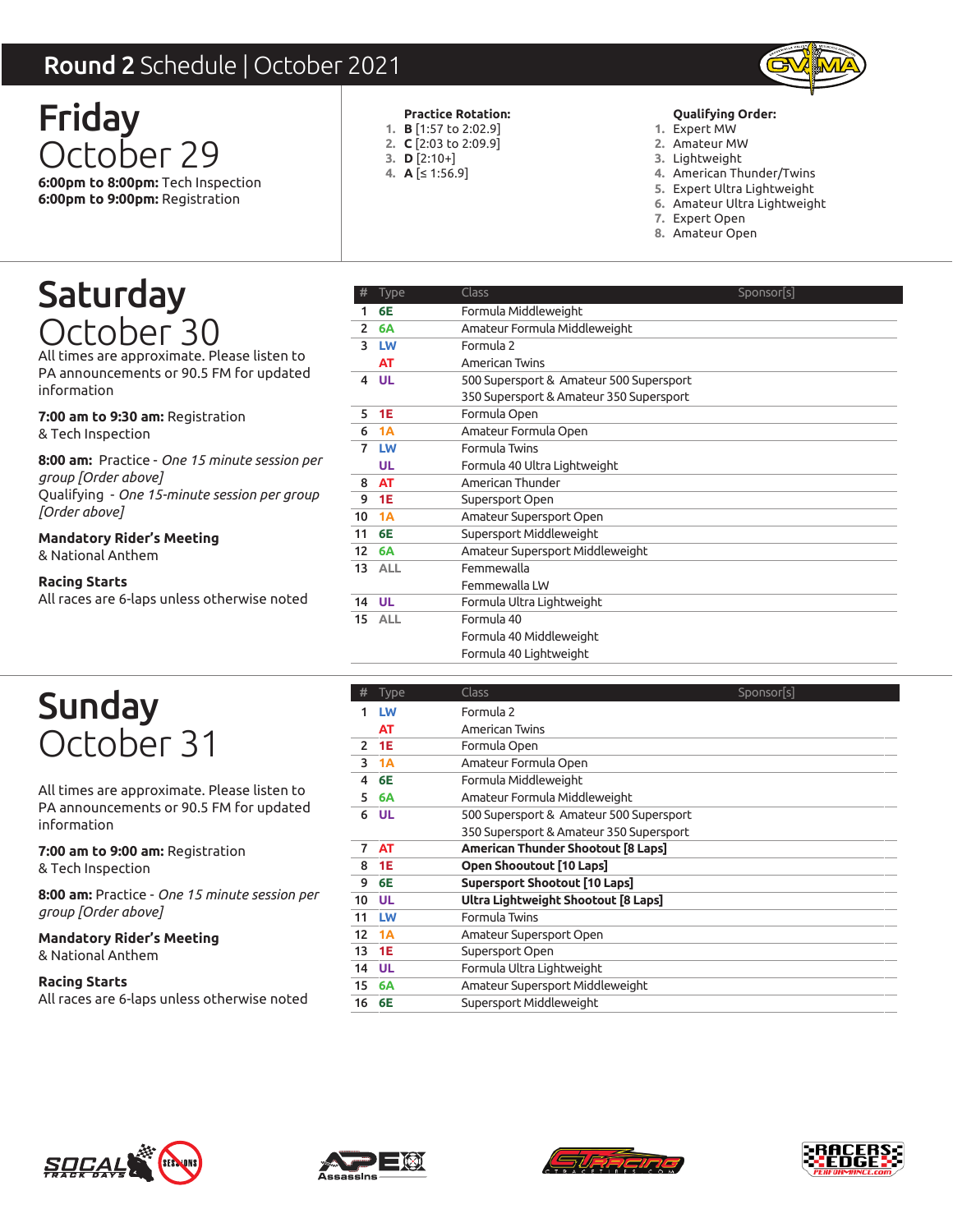# Round 2 Schedule | October 2021

## Friday October 29

**6:00pm to 8:00pm:** Tech Inspection
**6:00pm to 9:00pm:** Registration

**Practice Rotation:**

1. **B** [1:57 to 2:02.9]
2. **C** [2:03 to 2:09.9]
3. **D** [2:10+]
4. **A** [≤ 1:56.9]

**Qualifying Order:**

1. Expert MW
2. Amateur MW
3. Lightweight
4. American Thunder/Twins
5. Expert Ultra Lightweight
6. Amateur Ultra Lightweight
7. Expert Open
8. Amateur Open

## Saturday October 30

All times are approximate. Please listen to PA announcements or 90.5 FM for updated information

**7:00 am to 9:30 am:** Registration & Tech Inspection

**8:00 am:** Practice - *One 15 minute session per group [Order above]*
Qualifying - *One 15-minute session per group [Order above]*

**Mandatory Rider's Meeting** & National Anthem

**Racing Starts**
All races are 6-laps unless otherwise noted

| # | Type | Class | Sponsor[s] |
|---|---|---|---|
| 1 | 6E | Formula Middleweight | |
| 2 | 6A | Amateur Formula Middleweight | |
| 3 | LW | Formula 2 | |
| | AT | American Twins | |
| 4 | UL | 500 Supersport & Amateur 500 Supersport | |
| | | 350 Supersport & Amateur 350 Supersport | |
| 5 | 1E | Formula Open | |
| 6 | 1A | Amateur Formula Open | |
| 7 | LW | Formula Twins | |
| | UL | Formula 40 Ultra Lightweight | |
| 8 | AT | American Thunder | |
| 9 | 1E | Supersport Open | |
| 10 | 1A | Amateur Supersport Open | |
| 11 | 6E | Supersport Middleweight | |
| 12 | 6A | Amateur Supersport Middleweight | |
| 13 | ALL | Femmewalla | |
| | | Femmewalla LW | |
| 14 | UL | Formula Ultra Lightweight | |
| 15 | ALL | Formula 40 | |
| | | Formula 40 Middleweight | |
| | | Formula 40 Lightweight | |

## Sunday October 31

All times are approximate. Please listen to PA announcements or 90.5 FM for updated information

**7:00 am to 9:00 am:** Registration & Tech Inspection

**8:00 am:** Practice - *One 15 minute session per group [Order above]*

**Mandatory Rider's Meeting** & National Anthem

**Racing Starts**
All races are 6-laps unless otherwise noted

| # | Type | Class | Sponsor[s] |
|---|---|---|---|
| 1 | LW | Formula 2 | |
| | AT | American Twins | |
| 2 | 1E | Formula Open | |
| 3 | 1A | Amateur Formula Open | |
| 4 | 6E | Formula Middleweight | |
| 5 | 6A | Amateur Formula Middleweight | |
| 6 | UL | 500 Supersport & Amateur 500 Supersport | |
| | | 350 Supersport & Amateur 350 Supersport | |
| 7 | AT | **American Thunder Shootout [8 Laps]** | |
| 8 | 1E | **Open Shooutout [10 Laps]** | |
| 9 | 6E | **Supersport Shootout [10 Laps]** | |
| 10 | UL | **Ultra Lightweight Shootout [8 Laps]** | |
| 11 | LW | Formula Twins | |
| 12 | 1A | Amateur Supersport Open | |
| 13 | 1E | Supersport Open | |
| 14 | UL | Formula Ultra Lightweight | |
| 15 | 6A | Amateur Supersport Middleweight | |
| 16 | 6E | Supersport Middleweight | |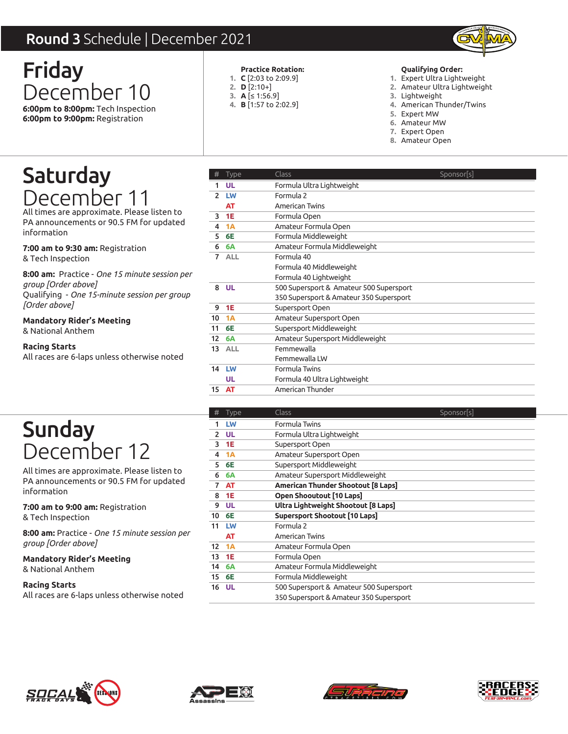# **Round 3** Schedule | December 2021

## **Friday** December 10

**6:00pm to 8:00pm:** Tech Inspection
**6:00pm to 9:00pm:** Registration

**Practice Rotation:**

1. **C** [2:03 to 2:09.9]
2. **D** [2:10+]
3. **A** [≤ 1:56.9]
4. **B** [1:57 to 2:02.9]

**Qualifying Order:**

1. Expert Ultra Lightweight
2. Amateur Ultra Lightweight
3. Lightweight
4. American Thunder/Twins
5. Expert MW
6. Amateur MW
7. Expert Open
8. Amateur Open

## **Saturday** December 11

All times are approximate. Please listen to PA announcements or 90.5 FM for updated information

**7:00 am to 9:30 am:** Registration & Tech Inspection

**8:00 am:** Practice - *One 15 minute session per group [Order above]*
Qualifying - *One 15-minute session per group [Order above]*

**Mandatory Rider's Meeting**
& National Anthem

**Racing Starts**
All races are 6-laps unless otherwise noted

| # | Type | Class | Sponsor[s] |
|---|---|---|---|
| 1 | UL | Formula Ultra Lightweight | |
| 2 | LW | Formula 2 | |
| | AT | American Twins | |
| 3 | 1E | Formula Open | |
| 4 | 1A | Amateur Formula Open | |
| 5 | 6E | Formula Middleweight | |
| 6 | 6A | Amateur Formula Middleweight | |
| 7 | ALL | Formula 40 | |
| | | Formula 40 Middleweight | |
| | | Formula 40 Lightweight | |
| 8 | UL | 500 Supersport & Amateur 500 Supersport | |
| | | 350 Supersport & Amateur 350 Supersport | |
| 9 | 1E | Supersport Open | |
| 10 | 1A | Amateur Supersport Open | |
| 11 | 6E | Supersport Middleweight | |
| 12 | 6A | Amateur Supersport Middleweight | |
| 13 | ALL | Femmewalla | |
| | | Femmewalla LW | |
| 14 | LW | Formula Twins | |
| | UL | Formula 40 Ultra Lightweight | |
| 15 | AT | American Thunder | |

## **Sunday** December 12

All times are approximate. Please listen to PA announcements or 90.5 FM for updated information

**7:00 am to 9:00 am:** Registration & Tech Inspection

**8:00 am:** Practice - *One 15 minute session per group [Order above]*

**Mandatory Rider's Meeting**
& National Anthem

**Racing Starts**
All races are 6-laps unless otherwise noted

| # | Type | Class | Sponsor[s] |
|---|---|---|---|
| 1 | LW | Formula Twins | |
| 2 | UL | Formula Ultra Lightweight | |
| 3 | 1E | Supersport Open | |
| 4 | 1A | Amateur Supersport Open | |
| 5 | 6E | Supersport Middleweight | |
| 6 | 6A | Amateur Supersport Middleweight | |
| 7 | AT | **American Thunder Shootout [8 Laps]** | |
| 8 | 1E | **Open Shooutout [10 Laps]** | |
| 9 | UL | **Ultra Lightweight Shootout [8 Laps]** | |
| 10 | 6E | **Supersport Shootout [10 Laps]** | |
| 11 | LW | Formula 2 | |
| | AT | American Twins | |
| 12 | 1A | Amateur Formula Open | |
| 13 | 1E | Formula Open | |
| 14 | 6A | Amateur Formula Middleweight | |
| 15 | 6E | Formula Middleweight | |
| 16 | UL | 500 Supersport & Amateur 500 Supersport | |
| | | 350 Supersport & Amateur 350 Supersport | |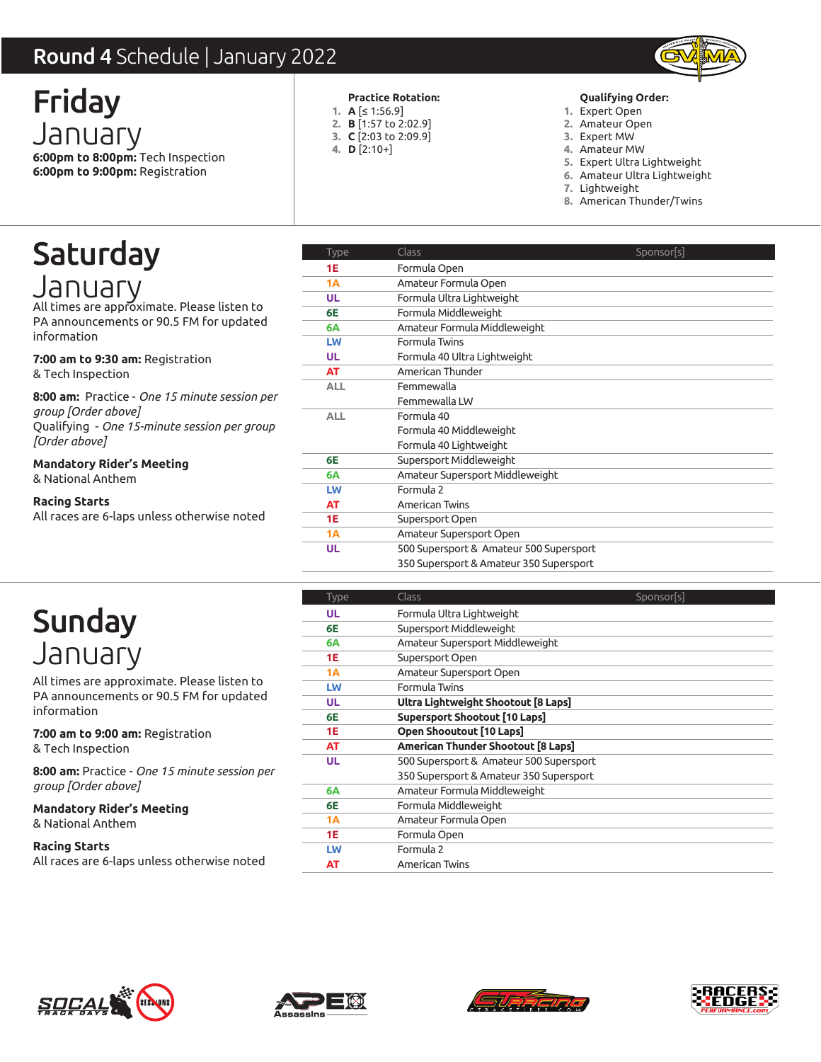# **Round 4** Schedule | January 2022

## Friday January

**6:00pm to 8:00pm:** Tech Inspection
**6:00pm to 9:00pm:** Registration

**Practice Rotation:**

1. **A** [≤ 1:56.9]
2. **B** [1:57 to 2:02.9]
3. **C** [2:03 to 2:09.9]
4. **D** [2:10+]

**Qualifying Order:**

1. Expert Open
2. Amateur Open
3. Expert MW
4. Amateur MW
5. Expert Ultra Lightweight
6. Amateur Ultra Lightweight
7. Lightweight
8. American Thunder/Twins

## Saturday January

All times are approximate. Please listen to PA announcements or 90.5 FM for updated information

**7:00 am to 9:30 am:** Registration & Tech Inspection

**8:00 am:** Practice - *One 15 minute session per group [Order above]*
Qualifying - *One 15-minute session per group [Order above]*

**Mandatory Rider's Meeting**
& National Anthem

**Racing Starts**
All races are 6-laps unless otherwise noted

| Type | Class | Sponsor[s] |
|---|---|---|
| 1E | Formula Open | |
| 1A | Amateur Formula Open | |
| UL | Formula Ultra Lightweight | |
| 6E | Formula Middleweight | |
| 6A | Amateur Formula Middleweight | |
| LW | Formula Twins | |
| UL | Formula 40 Ultra Lightweight | |
| AT | American Thunder | |
| ALL | Femmewalla<br>Femmewalla LW | |
| ALL | Formula 40<br>Formula 40 Middleweight<br>Formula 40 Lightweight | |
| 6E | Supersport Middleweight | |
| 6A | Amateur Supersport Middleweight | |
| LW | Formula 2 | |
| AT | American Twins | |
| 1E | Supersport Open | |
| 1A | Amateur Supersport Open | |
| UL | 500 Supersport & Amateur 500 Supersport<br>350 Supersport & Amateur 350 Supersport | |

## Sunday January

All times are approximate. Please listen to PA announcements or 90.5 FM for updated information

**7:00 am to 9:00 am:** Registration & Tech Inspection

**8:00 am:** Practice - *One 15 minute session per group [Order above]*

**Mandatory Rider's Meeting**
& National Anthem

**Racing Starts**
All races are 6-laps unless otherwise noted

| Type | Class | Sponsor[s] |
|---|---|---|
| UL | Formula Ultra Lightweight | |
| 6E | Supersport Middleweight | |
| 6A | Amateur Supersport Middleweight | |
| 1E | Supersport Open | |
| 1A | Amateur Supersport Open | |
| LW | Formula Twins | |
| UL | **Ultra Lightweight Shootout [8 Laps]** | |
| 6E | **Supersport Shootout [10 Laps]** | |
| 1E | **Open Shooutout [10 Laps]** | |
| AT | **American Thunder Shootout [8 Laps]** | |
| UL | 500 Supersport & Amateur 500 Supersport<br>350 Supersport & Amateur 350 Supersport | |
| 6A | Amateur Formula Middleweight | |
| 6E | Formula Middleweight | |
| 1A | Amateur Formula Open | |
| 1E | Formula Open | |
| LW | Formula 2 | |
| AT | American Twins | |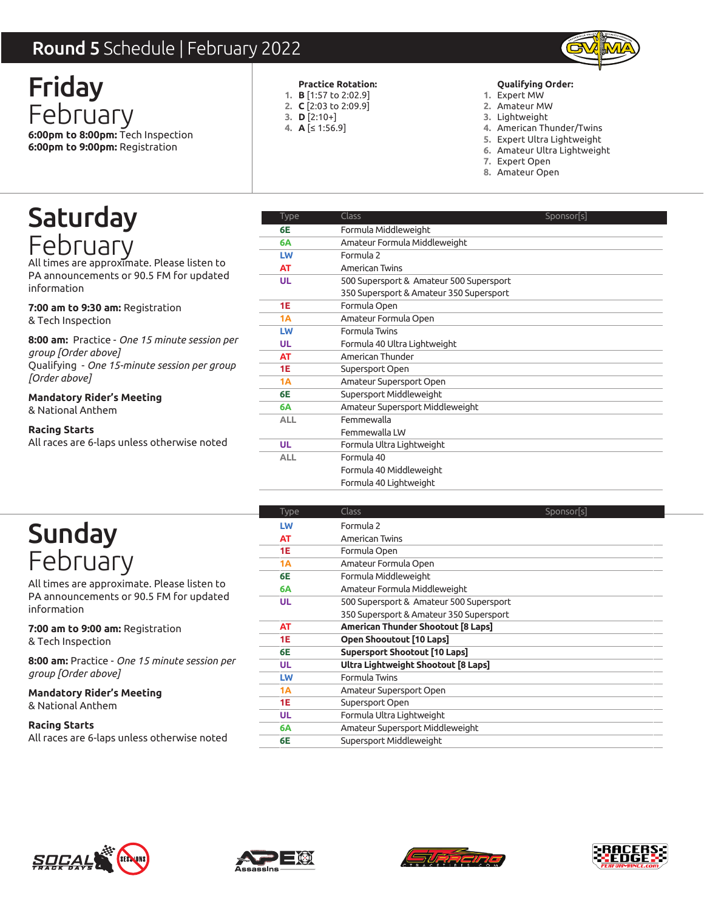# **Round 5** Schedule | February 2022

## **Friday** February

**6:00pm to 8:00pm:** Tech Inspection
**6:00pm to 9:00pm:** Registration

**Practice Rotation:**

1. **B** [1:57 to 2:02.9]
2. **C** [2:03 to 2:09.9]
3. **D** [2:10+]
4. **A** [≤ 1:56.9]

**Qualifying Order:**

1. Expert MW
2. Amateur MW
3. Lightweight
4. American Thunder/Twins
5. Expert Ultra Lightweight
6. Amateur Ultra Lightweight
7. Expert Open
8. Amateur Open

## **Saturday** February

All times are approximate. Please listen to PA announcements or 90.5 FM for updated information

**7:00 am to 9:30 am:** Registration & Tech Inspection

**8:00 am:** Practice - *One 15 minute session per group [Order above]*
Qualifying - *One 15-minute session per group [Order above]*

**Mandatory Rider's Meeting** & National Anthem

**Racing Starts**
All races are 6-laps unless otherwise noted

| Type | Class | Sponsor[s] |
|---|---|---|
| 6E | Formula Middleweight | |
| 6A | Amateur Formula Middleweight | |
| LW | Formula 2 | |
| AT | American Twins | |
| UL | 500 Supersport & Amateur 500 Supersport<br>350 Supersport & Amateur 350 Supersport | |
| 1E | Formula Open | |
| 1A | Amateur Formula Open | |
| LW | Formula Twins | |
| UL | Formula 40 Ultra Lightweight | |
| AT | American Thunder | |
| 1E | Supersport Open | |
| 1A | Amateur Supersport Open | |
| 6E | Supersport Middleweight | |
| 6A | Amateur Supersport Middleweight | |
| ALL | Femmewalla<br>Femmewalla LW | |
| UL | Formula Ultra Lightweight | |
| ALL | Formula 40<br>Formula 40 Middleweight<br>Formula 40 Lightweight | |

## **Sunday** February

All times are approximate. Please listen to PA announcements or 90.5 FM for updated information

**7:00 am to 9:00 am:** Registration & Tech Inspection

**8:00 am:** Practice - *One 15 minute session per group [Order above]*

**Mandatory Rider's Meeting** & National Anthem

**Racing Starts**
All races are 6-laps unless otherwise noted

| Type | Class | Sponsor[s] |
|---|---|---|
| LW | Formula 2 | |
| AT | American Twins | |
| 1E | Formula Open | |
| 1A | Amateur Formula Open | |
| 6E | Formula Middleweight | |
| 6A | Amateur Formula Middleweight | |
| UL | 500 Supersport & Amateur 500 Supersport<br>350 Supersport & Amateur 350 Supersport | |
| AT | **American Thunder Shootout [8 Laps]** | |
| 1E | **Open Shooutout [10 Laps]** | |
| 6E | **Supersport Shootout [10 Laps]** | |
| UL | **Ultra Lightweight Shootout [8 Laps]** | |
| LW | Formula Twins | |
| 1A | Amateur Supersport Open | |
| 1E | Supersport Open | |
| UL | Formula Ultra Lightweight | |
| 6A | Amateur Supersport Middleweight | |
| 6E | Supersport Middleweight | |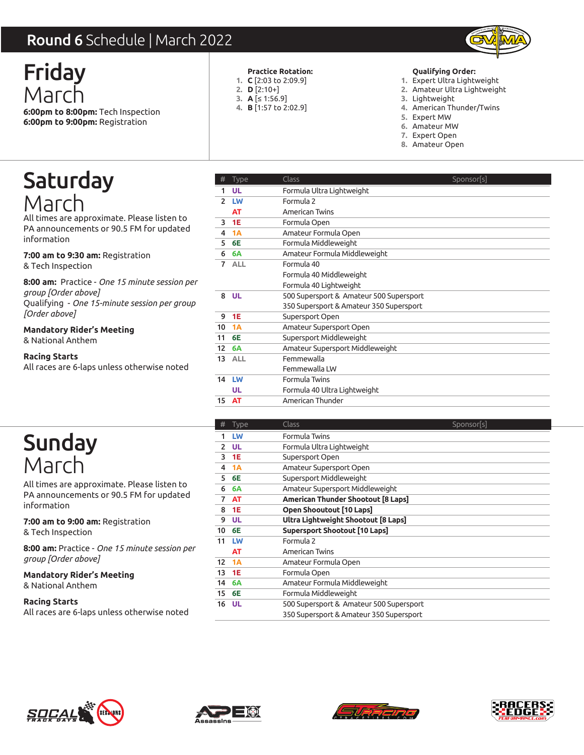# Round 6 Schedule | March 2022

## Friday
## March

**6:00pm to 8:00pm:** Tech Inspection
**6:00pm to 9:00pm:** Registration

**Practice Rotation:**

1. **C** [2:03 to 2:09.9]
2. **D** [2:10+]
3. **A** [≤ 1:56.9]
4. **B** [1:57 to 2:02.9]

**Qualifying Order:**

1. Expert Ultra Lightweight
2. Amateur Ultra Lightweight
3. Lightweight
4. American Thunder/Twins
5. Expert MW
6. Amateur MW
7. Expert Open
8. Amateur Open

## Saturday
## March

All times are approximate. Please listen to PA announcements or 90.5 FM for updated information

**7:00 am to 9:30 am:** Registration & Tech Inspection

**8:00 am:** Practice - *One 15 minute session per group [Order above]*
Qualifying - *One 15-minute session per group [Order above]*

**Mandatory Rider's Meeting**
& National Anthem

**Racing Starts**
All races are 6-laps unless otherwise noted

| # | Type | Class | Sponsor[s] |
|---|---|---|---|
| 1 | UL | Formula Ultra Lightweight | |
| 2 | LW | Formula 2 | |
| | AT | American Twins | |
| 3 | 1E | Formula Open | |
| 4 | 1A | Amateur Formula Open | |
| 5 | 6E | Formula Middleweight | |
| 6 | 6A | Amateur Formula Middleweight | |
| 7 | ALL | Formula 40 | |
| | | Formula 40 Middleweight | |
| | | Formula 40 Lightweight | |
| 8 | UL | 500 Supersport & Amateur 500 Supersport | |
| | | 350 Supersport & Amateur 350 Supersport | |
| 9 | 1E | Supersport Open | |
| 10 | 1A | Amateur Supersport Open | |
| 11 | 6E | Supersport Middleweight | |
| 12 | 6A | Amateur Supersport Middleweight | |
| 13 | ALL | Femmewalla | |
| | | Femmewalla LW | |
| 14 | LW | Formula Twins | |
| | UL | Formula 40 Ultra Lightweight | |
| 15 | AT | American Thunder | |

## Sunday
## March

All times are approximate. Please listen to PA announcements or 90.5 FM for updated information

**7:00 am to 9:00 am:** Registration & Tech Inspection

**8:00 am:** Practice - *One 15 minute session per group [Order above]*

**Mandatory Rider's Meeting**
& National Anthem

**Racing Starts**
All races are 6-laps unless otherwise noted

| # | Type | Class | Sponsor[s] |
|---|---|---|---|
| 1 | LW | Formula Twins | |
| 2 | UL | Formula Ultra Lightweight | |
| 3 | 1E | Supersport Open | |
| 4 | 1A | Amateur Supersport Open | |
| 5 | 6E | Supersport Middleweight | |
| 6 | 6A | Amateur Supersport Middleweight | |
| 7 | AT | **American Thunder Shootout [8 Laps]** | |
| 8 | 1E | **Open Shooutout [10 Laps]** | |
| 9 | UL | **Ultra Lightweight Shootout [8 Laps]** | |
| 10 | 6E | **Supersport Shootout [10 Laps]** | |
| 11 | LW | Formula 2 | |
| | AT | American Twins | |
| 12 | 1A | Amateur Formula Open | |
| 13 | 1E | Formula Open | |
| 14 | 6A | Amateur Formula Middleweight | |
| 15 | 6E | Formula Middleweight | |
| 16 | UL | 500 Supersport & Amateur 500 Supersport | |
| | | 350 Supersport & Amateur 350 Supersport | |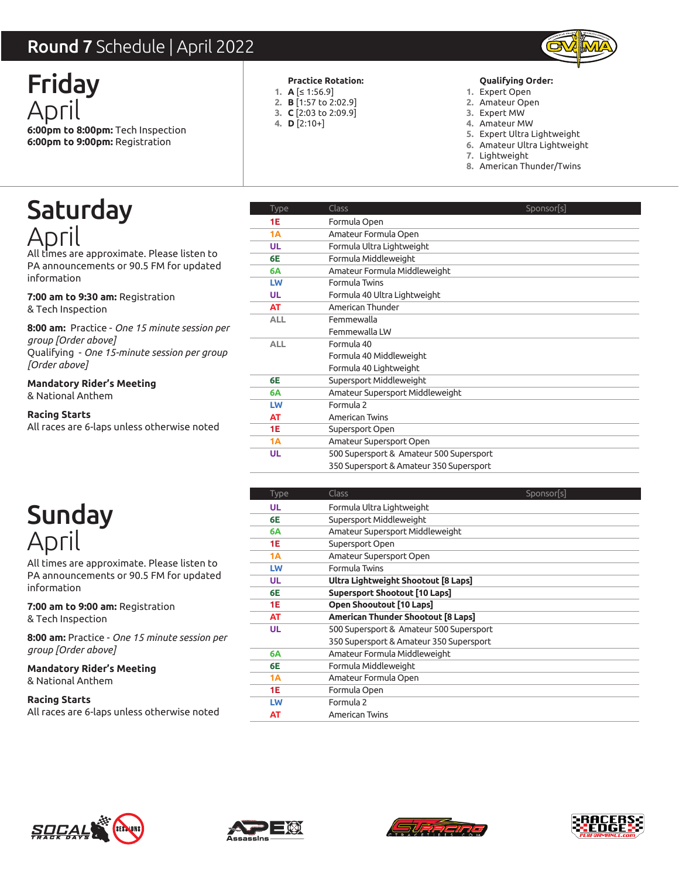# Round 7 Schedule | April 2022

## Friday
April

**6:00pm to 8:00pm:** Tech Inspection
**6:00pm to 9:00pm:** Registration

**Practice Rotation:**

1. **A** [≤ 1:56.9]
2. **B** [1:57 to 2:02.9]
3. **C** [2:03 to 2:09.9]
4. **D** [2:10+]

**Qualifying Order:**

1. Expert Open
2. Amateur Open
3. Expert MW
4. Amateur MW
5. Expert Ultra Lightweight
6. Amateur Ultra Lightweight
7. Lightweight
8. American Thunder/Twins

## Saturday
April

All times are approximate. Please listen to PA announcements or 90.5 FM for updated information

**7:00 am to 9:30 am:** Registration & Tech Inspection

**8:00 am:** Practice - *One 15 minute session per group [Order above]*
Qualifying - *One 15-minute session per group [Order above]*

**Mandatory Rider's Meeting** & National Anthem

**Racing Starts**
All races are 6-laps unless otherwise noted

| Type | Class | Sponsor[s] |
|---|---|---|
| 1E | Formula Open | |
| 1A | Amateur Formula Open | |
| UL | Formula Ultra Lightweight | |
| 6E | Formula Middleweight | |
| 6A | Amateur Formula Middleweight | |
| LW | Formula Twins | |
| UL | Formula 40 Ultra Lightweight | |
| AT | American Thunder | |
| ALL | Femmewalla<br>Femmewalla LW | |
| ALL | Formula 40<br>Formula 40 Middleweight<br>Formula 40 Lightweight | |
| 6E | Supersport Middleweight | |
| 6A | Amateur Supersport Middleweight | |
| LW | Formula 2 | |
| AT | American Twins | |
| 1E | Supersport Open | |
| 1A | Amateur Supersport Open | |
| UL | 500 Supersport & Amateur 500 Supersport<br>350 Supersport & Amateur 350 Supersport | |

## Sunday
April

All times are approximate. Please listen to PA announcements or 90.5 FM for updated information

**7:00 am to 9:00 am:** Registration & Tech Inspection

**8:00 am:** Practice - *One 15 minute session per group [Order above]*

**Mandatory Rider's Meeting** & National Anthem

**Racing Starts**
All races are 6-laps unless otherwise noted

| Type | Class | Sponsor[s] |
|---|---|---|
| UL | Formula Ultra Lightweight | |
| 6E | Supersport Middleweight | |
| 6A | Amateur Supersport Middleweight | |
| 1E | Supersport Open | |
| 1A | Amateur Supersport Open | |
| LW | Formula Twins | |
| UL | **Ultra Lightweight Shootout [8 Laps]** | |
| 6E | **Supersport Shootout [10 Laps]** | |
| 1E | **Open Shooutout [10 Laps]** | |
| AT | **American Thunder Shootout [8 Laps]** | |
| UL | 500 Supersport & Amateur 500 Supersport<br>350 Supersport & Amateur 350 Supersport | |
| 6A | Amateur Formula Middleweight | |
| 6E | Formula Middleweight | |
| 1A | Amateur Formula Open | |
| 1E | Formula Open | |
| LW | Formula 2 | |
| AT | American Twins | |